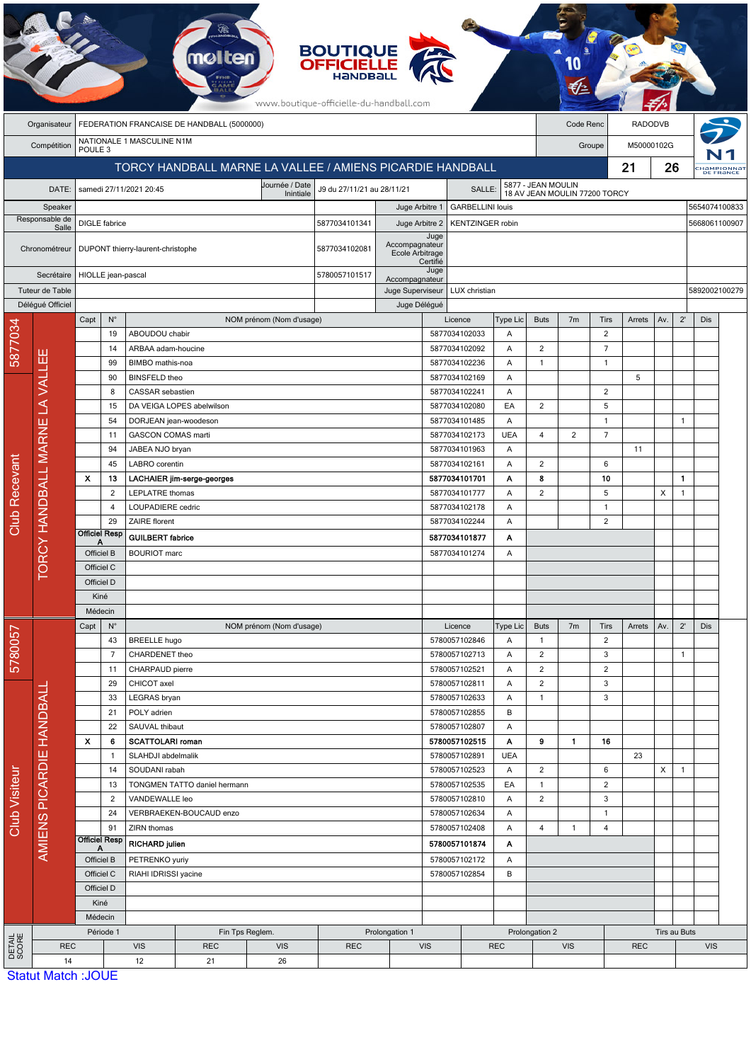BOUTIQUE OFFICIELLE HANDBALL

www.boutique-officielle-du-handball.com

| Organisateur | FEDERATION FRANCAISE DE HANDBALL (5000000) | Code Renc | RADODVB |
|---|---|---|---|
| Compétition | NATIONALE 1 MASCULINE N1M POULE 3 | Groupe | M50000102G |

## TORCY HANDBALL MARNE LA VALLEE / AMIENS PICARDIE HANDBALL — 21 / 26

| DATE: | samedi 27/11/2021 20:45 | Journée / Date Initiale | J9 du 27/11/21 au 28/11/21 | SALLE: | 5877 - JEAN MOULIN 18 AV JEAN MOULIN 77200 TORCY |
|---|---|---|---|---|---|

| Rôle | Nom | Licence | Rôle | Nom | Licence |
|---|---|---|---|---|---|
| Speaker | | | Juge Arbitre 1 | GARBELLINI louis | 5654074100833 |
| Responsable de Salle | DIGLE fabrice | 5877034101341 | Juge Arbitre 2 | KENTZINGER robin | 5668061100907 |
| Chronométreur | DUPONT thierry-laurent-christophe | 5877034102081 | Juge Accompagnateur Ecole Arbitrage Certifié | | |
| Secrétaire | HIOLLE jean-pascal | 5780057101517 | Juge Accompagnateur | | |
| Tuteur de Table | | | Juge Superviseur | LUX christian | 5892002100279 |
| Délégué Officiel | | | Juge Délégué | | |

### Club Recevant — 5877034 — TORCY HANDBALL MARNE LA VALLEE

| Capt | N° | NOM prénom (Nom d'usage) | Licence | Type Lic | Buts | 7m | Tirs | Arrets | Av. | 2' | Dis |
|---|---|---|---|---|---|---|---|---|---|---|---|
| | 19 | ABOUDOU chabir | 5877034102033 | A | | | 2 | | | | |
| | 14 | ARBAA adam-houcine | 5877034102092 | A | 2 | | 7 | | | | |
| | 99 | BIMBO mathis-noa | 5877034102236 | A | 1 | | 1 | | | | |
| | 90 | BINSFELD theo | 5877034102169 | A | | | | 5 | | | |
| | 8 | CASSAR sebastien | 5877034102241 | A | | | 2 | | | | |
| | 15 | DA VEIGA LOPES abelwilson | 5877034102080 | EA | 2 | | 5 | | | | |
| | 54 | DORJEAN jean-woodeson | 5877034101485 | A | | | 1 | | | 1 | |
| | 11 | GASCON COMAS marti | 5877034102173 | UEA | 4 | 2 | 7 | | | | |
| | 94 | JABEA NJO bryan | 5877034101963 | A | | | | 11 | | | |
| | 45 | LABRO corentin | 5877034102161 | A | 2 | | 6 | | | | |
| X | 13 | **LACHAIER jim-serge-georges** | **5877034101701** | **A** | **8** | | **10** | | | **1** | |
| | 2 | LEPLATRE thomas | 5877034101777 | A | 2 | | 5 | | X | 1 | |
| | 4 | LOUPADIERE cedric | 5877034102178 | A | | | 1 | | | | |
| | 29 | ZAIRE florent | 5877034102244 | A | | | 2 | | | | |
| Officiel Resp A | | **GUILBERT fabrice** | **5877034101877** | **A** | | | | | | | |
| Officiel B | | BOURIOT marc | 5877034101274 | A | | | | | | | |
| Officiel C | | | | | | | | | | | |
| Officiel D | | | | | | | | | | | |
| Kiné | | | | | | | | | | | |
| Médecin | | | | | | | | | | | |

### Club Visiteur — 5780057 — AMIENS PICARDIE HANDBALL

| Capt | N° | NOM prénom (Nom d'usage) | Licence | Type Lic | Buts | 7m | Tirs | Arrets | Av. | 2' | Dis |
|---|---|---|---|---|---|---|---|---|---|---|---|
| | 43 | BREELLE hugo | 5780057102846 | A | 1 | | 2 | | | | |
| | 7 | CHARDENET theo | 5780057102713 | A | 2 | | 3 | | | 1 | |
| | 11 | CHARPAUD pierre | 5780057102521 | A | 2 | | 2 | | | | |
| | 29 | CHICOT axel | 5780057102811 | A | 2 | | 3 | | | | |
| | 33 | LEGRAS bryan | 5780057102633 | A | 1 | | 3 | | | | |
| | 21 | POLY adrien | 5780057102855 | B | | | | | | | |
| | 22 | SAUVAL thibaut | 5780057102807 | A | | | | | | | |
| X | 6 | **SCATTOLARI roman** | **5780057102515** | **A** | **9** | **1** | **16** | | | | |
| | 1 | SLAHDJI abdelmalik | 5780057102891 | UEA | | | | 23 | | | |
| | 14 | SOUDANI rabah | 5780057102523 | A | 2 | | 6 | | X | 1 | |
| | 13 | TONGMEN TATTO daniel hermann | 5780057102535 | EA | 1 | | 2 | | | | |
| | 2 | VANDEWALLE leo | 5780057102810 | A | 2 | | 3 | | | | |
| | 24 | VERBRAEKEN-BOUCAUD enzo | 5780057102634 | A | | | 1 | | | | |
| | 91 | ZIRN thomas | 5780057102408 | A | 4 | 1 | 4 | | | | |
| Officiel Resp A | | **RICHARD julien** | **5780057101874** | **A** | | | | | | | |
| Officiel B | | PETRENKO yuriy | 5780057102172 | A | | | | | | | |
| Officiel C | | RIAHI IDRISSI yacine | 5780057102854 | B | | | | | | | |
| Officiel D | | | | | | | | | | | |
| Kiné | | | | | | | | | | | |
| Médecin | | | | | | | | | | | |

### DETAIL SCORE

| Période 1 | | Fin Tps Reglem. | | Prolongation 1 | | Prolongation 2 | | Tirs au Buts | |
|---|---|---|---|---|---|---|---|---|---|
| REC | VIS | REC | VIS | REC | VIS | REC | VIS | REC | VIS |
| 14 | 12 | 21 | 26 | | | | | | |

Statut Match :JOUE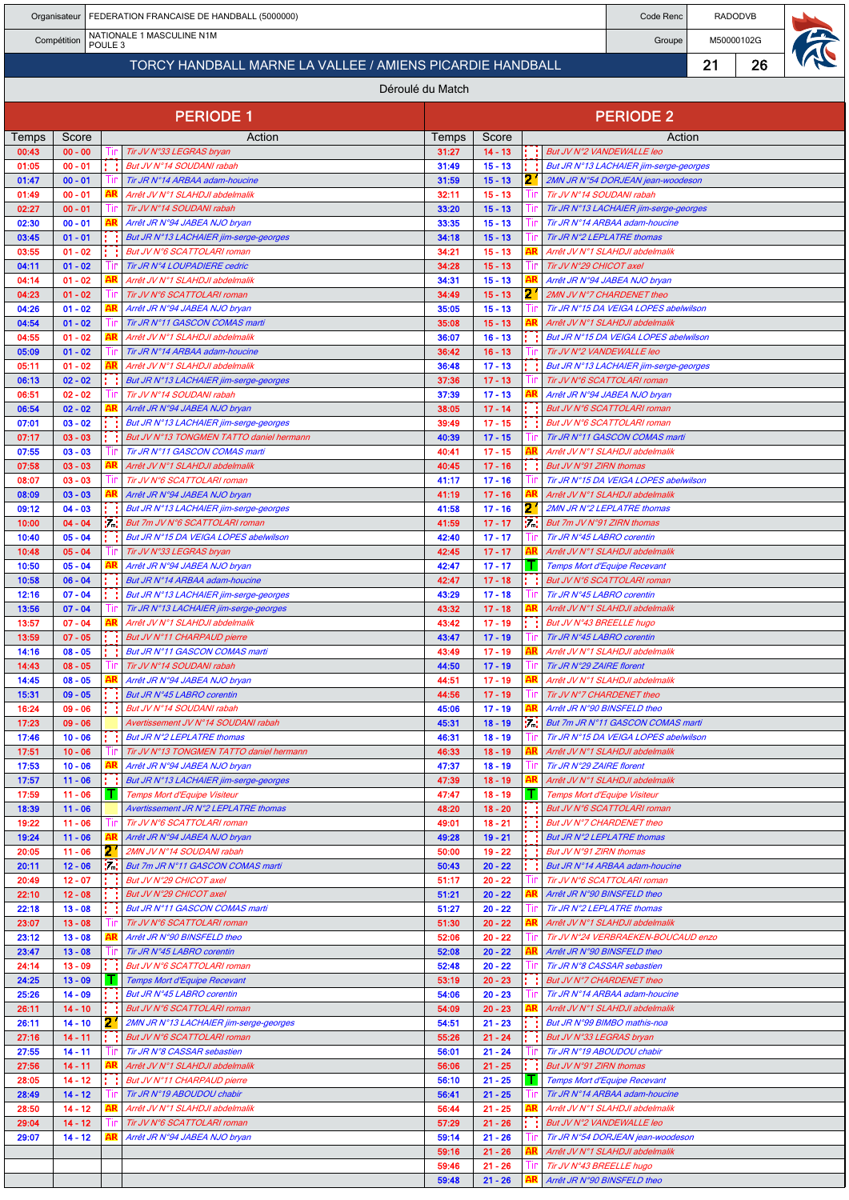| Organisateur | FEDERATION FRANCAISE DE HANDBALL (5000000) | Code Renc | RADODVB |
|---|---|---|---|
| Compétition | NATIONALE 1 MASCULINE N1M POULE 3 | Groupe | M50000102G |

## TORCY HANDBALL MARNE LA VALLEE / AMIENS PICARDIE HANDBALL — 21 / 26

### Déroulé du Match

| PERIODE 1 | | | | PERIODE 2 | | | |
|---|---|---|---|---|---|---|---|
| Temps | Score | | Action | Temps | Score | | Action |
| 00:43 | 00 - 00 | Tir | Tir JV N°33 LEGRAS bryan | 31:27 | 14 - 13 | | But JV N°2 VANDEWALLE leo |
| 01:05 | 00 - 01 | | But JV N°14 SOUDANI rabah | 31:49 | 15 - 13 | | But JR N°13 LACHAIER jim-serge-georges |
| 01:47 | 00 - 01 | Tir | Tir JR N°14 ARBAA adam-houcine | 31:59 | 15 - 13 | 2' | 2MN JR N°54 DORJEAN jean-woodeson |
| 01:49 | 00 - 01 | AR | Arrêt JV N°1 SLAHDJI abdelmalik | 32:11 | 15 - 13 | Tir | Tir JV N°14 SOUDANI rabah |
| 02:27 | 00 - 01 | Tir | Tir JV N°14 SOUDANI rabah | 33:20 | 15 - 13 | Tir | Tir JR N°13 LACHAIER jim-serge-georges |
| 02:30 | 00 - 01 | AR | Arrêt JR N°94 JABEA NJO bryan | 33:35 | 15 - 13 | Tir | Tir JR N°14 ARBAA adam-houcine |
| 03:45 | 01 - 01 | | But JR N°13 LACHAIER jim-serge-georges | 34:18 | 15 - 13 | Tir | Tir JR N°2 LEPLATRE thomas |
| 03:55 | 01 - 02 | | But JV N°6 SCATTOLARI roman | 34:21 | 15 - 13 | AR | Arrêt JV N°1 SLAHDJI abdelmalik |
| 04:11 | 01 - 02 | Tir | Tir JR N°4 LOUPADIERE cedric | 34:28 | 15 - 13 | Tir | Tir JV N°29 CHICOT axel |
| 04:14 | 01 - 02 | AR | Arrêt JV N°1 SLAHDJI abdelmalik | 34:31 | 15 - 13 | AR | Arrêt JR N°94 JABEA NJO bryan |
| 04:23 | 01 - 02 | Tir | Tir JV N°6 SCATTOLARI roman | 34:49 | 15 - 13 | 2' | 2MN JV N°7 CHARDENET theo |
| 04:26 | 01 - 02 | AR | Arrêt JR N°94 JABEA NJO bryan | 35:05 | 15 - 13 | Tir | Tir JR N°15 DA VEIGA LOPES abelwilson |
| 04:54 | 01 - 02 | Tir | Tir JR N°11 GASCON COMAS marti | 35:08 | 15 - 13 | AR | Arrêt JV N°1 SLAHDJI abdelmalik |
| 04:55 | 01 - 02 | AR | Arrêt JV N°1 SLAHDJI abdelmalik | 36:07 | 16 - 13 | | But JR N°15 DA VEIGA LOPES abelwilson |
| 05:09 | 01 - 02 | Tir | Tir JR N°14 ARBAA adam-houcine | 36:42 | 16 - 13 | Tir | Tir JV N°2 VANDEWALLE leo |
| 05:11 | 01 - 02 | AR | Arrêt JV N°1 SLAHDJI abdelmalik | 36:48 | 17 - 13 | | But JR N°13 LACHAIER jim-serge-georges |
| 06:13 | 02 - 02 | | But JR N°13 LACHAIER jim-serge-georges | 37:36 | 17 - 13 | Tir | Tir JV N°6 SCATTOLARI roman |
| 06:51 | 02 - 02 | Tir | Tir JV N°14 SOUDANI rabah | 37:39 | 17 - 13 | AR | Arrêt JR N°94 JABEA NJO bryan |
| 06:54 | 02 - 02 | AR | Arrêt JR N°94 JABEA NJO bryan | 38:05 | 17 - 14 | | But JV N°6 SCATTOLARI roman |
| 07:01 | 03 - 02 | | But JR N°13 LACHAIER jim-serge-georges | 39:49 | 17 - 15 | | But JV N°6 SCATTOLARI roman |
| 07:17 | 03 - 03 | | But JV N°13 TONGMEN TATTO daniel hermann | 40:39 | 17 - 15 | Tir | Tir JR N°11 GASCON COMAS marti |
| 07:55 | 03 - 03 | Tir | Tir JR N°11 GASCON COMAS marti | 40:41 | 17 - 15 | AR | Arrêt JV N°1 SLAHDJI abdelmalik |
| 07:58 | 03 - 03 | AR | Arrêt JV N°1 SLAHDJI abdelmalik | 40:45 | 17 - 16 | | But JV N°91 ZIRN thomas |
| 08:07 | 03 - 03 | Tir | Tir JV N°6 SCATTOLARI roman | 41:17 | 17 - 16 | Tir | Tir JR N°15 DA VEIGA LOPES abelwilson |
| 08:09 | 03 - 03 | AR | Arrêt JR N°94 JABEA NJO bryan | 41:19 | 17 - 16 | AR | Arrêt JV N°1 SLAHDJI abdelmalik |
| 09:12 | 04 - 03 | | But JR N°13 LACHAIER jim-serge-georges | 41:58 | 17 - 16 | 2' | 2MN JR N°2 LEPLATRE thomas |
| 10:00 | 04 - 04 | 7m | But 7m JV N°6 SCATTOLARI roman | 41:59 | 17 - 17 | 7m | But 7m JV N°91 ZIRN thomas |
| 10:40 | 05 - 04 | | But JR N°15 DA VEIGA LOPES abelwilson | 42:40 | 17 - 17 | Tir | Tir JR N°45 LABRO corentin |
| 10:48 | 05 - 04 | Tir | Tir JV N°33 LEGRAS bryan | 42:45 | 17 - 17 | AR | Arrêt JV N°1 SLAHDJI abdelmalik |
| 10:50 | 05 - 04 | AR | Arrêt JR N°94 JABEA NJO bryan | 42:47 | 17 - 17 | T | Temps Mort d'Equipe Recevant |
| 10:58 | 06 - 04 | | But JR N°14 ARBAA adam-houcine | 42:47 | 17 - 18 | | But JV N°6 SCATTOLARI roman |
| 12:16 | 07 - 04 | | But JR N°13 LACHAIER jim-serge-georges | 43:29 | 17 - 18 | Tir | Tir JR N°45 LABRO corentin |
| 13:56 | 07 - 04 | Tir | Tir JR N°13 LACHAIER jim-serge-georges | 43:32 | 17 - 18 | AR | Arrêt JV N°1 SLAHDJI abdelmalik |
| 13:57 | 07 - 04 | AR | Arrêt JV N°1 SLAHDJI abdelmalik | 43:42 | 17 - 19 | | But JV N°43 BREELLE hugo |
| 13:59 | 07 - 05 | | But JV N°11 CHARPAUD pierre | 43:47 | 17 - 19 | Tir | Tir JR N°45 LABRO corentin |
| 14:16 | 08 - 05 | | But JR N°11 GASCON COMAS marti | 43:49 | 17 - 19 | AR | Arrêt JV N°1 SLAHDJI abdelmalik |
| 14:43 | 08 - 05 | Tir | Tir JV N°14 SOUDANI rabah | 44:50 | 17 - 19 | Tir | Tir JR N°29 ZAIRE florent |
| 14:45 | 08 - 05 | AR | Arrêt JR N°94 JABEA NJO bryan | 44:51 | 17 - 19 | AR | Arrêt JV N°1 SLAHDJI abdelmalik |
| 15:31 | 09 - 05 | | But JR N°45 LABRO corentin | 44:56 | 17 - 19 | Tir | Tir JV N°7 CHARDENET theo |
| 16:24 | 09 - 06 | | But JV N°14 SOUDANI rabah | 45:06 | 17 - 19 | AR | Arrêt JR N°90 BINSFELD theo |
| 17:23 | 09 - 06 | | Avertissement JV N°14 SOUDANI rabah | 45:31 | 18 - 19 | 7m | But 7m JR N°11 GASCON COMAS marti |
| 17:46 | 10 - 06 | | But JR N°2 LEPLATRE thomas | 46:31 | 18 - 19 | Tir | Tir JR N°15 DA VEIGA LOPES abelwilson |
| 17:51 | 10 - 06 | Tir | Tir JV N°13 TONGMEN TATTO daniel hermann | 46:33 | 18 - 19 | AR | Arrêt JV N°1 SLAHDJI abdelmalik |
| 17:53 | 10 - 06 | AR | Arrêt JR N°94 JABEA NJO bryan | 47:37 | 18 - 19 | Tir | Tir JR N°29 ZAIRE florent |
| 17:57 | 11 - 06 | | But JR N°13 LACHAIER jim-serge-georges | 47:39 | 18 - 19 | AR | Arrêt JV N°1 SLAHDJI abdelmalik |
| 17:59 | 11 - 06 | T | Temps Mort d'Equipe Visiteur | 47:47 | 18 - 19 | T | Temps Mort d'Equipe Visiteur |
| 18:39 | 11 - 06 | | Avertissement JR N°2 LEPLATRE thomas | 48:20 | 18 - 20 | | But JV N°6 SCATTOLARI roman |
| 19:22 | 11 - 06 | Tir | Tir JV N°6 SCATTOLARI roman | 49:01 | 18 - 21 | | But JV N°7 CHARDENET theo |
| 19:24 | 11 - 06 | AR | Arrêt JR N°94 JABEA NJO bryan | 49:28 | 19 - 21 | | But JR N°2 LEPLATRE thomas |
| 20:05 | 11 - 06 | 2' | 2MN JV N°14 SOUDANI rabah | 50:00 | 19 - 22 | | But JV N°91 ZIRN thomas |
| 20:11 | 12 - 06 | 7m | But 7m JR N°11 GASCON COMAS marti | 50:43 | 20 - 22 | | But JR N°14 ARBAA adam-houcine |
| 20:49 | 12 - 07 | | But JV N°29 CHICOT axel | 51:17 | 20 - 22 | Tir | Tir JV N°6 SCATTOLARI roman |
| 22:10 | 12 - 08 | | But JV N°29 CHICOT axel | 51:21 | 20 - 22 | AR | Arrêt JR N°90 BINSFELD theo |
| 22:18 | 13 - 08 | | But JR N°11 GASCON COMAS marti | 51:27 | 20 - 22 | Tir | Tir JR N°2 LEPLATRE thomas |
| 23:07 | 13 - 08 | Tir | Tir JV N°6 SCATTOLARI roman | 51:30 | 20 - 22 | AR | Arrêt JV N°1 SLAHDJI abdelmalik |
| 23:12 | 13 - 08 | AR | Arrêt JR N°90 BINSFELD theo | 52:06 | 20 - 22 | Tir | Tir JV N°24 VERBRAEKEN-BOUCAUD enzo |
| 23:47 | 13 - 08 | Tir | Tir JR N°45 LABRO corentin | 52:08 | 20 - 22 | AR | Arrêt JR N°90 BINSFELD theo |
| 24:14 | 13 - 09 | | But JV N°6 SCATTOLARI roman | 52:48 | 20 - 22 | Tir | Tir JR N°8 CASSAR sebastien |
| 24:25 | 13 - 09 | T | Temps Mort d'Equipe Recevant | 53:19 | 20 - 23 | | But JV N°7 CHARDENET theo |
| 25:26 | 14 - 09 | | But JR N°45 LABRO corentin | 54:06 | 20 - 23 | Tir | Tir JR N°14 ARBAA adam-houcine |
| 26:11 | 14 - 10 | | But JV N°6 SCATTOLARI roman | 54:09 | 20 - 23 | AR | Arrêt JV N°1 SLAHDJI abdelmalik |
| 26:11 | 14 - 10 | 2' | 2MN JR N°13 LACHAIER jim-serge-georges | 54:51 | 21 - 23 | | But JR N°99 BIMBO mathis-noa |
| 27:16 | 14 - 11 | | But JV N°6 SCATTOLARI roman | 55:26 | 21 - 24 | | But JV N°33 LEGRAS bryan |
| 27:55 | 14 - 11 | Tir | Tir JR N°8 CASSAR sebastien | 56:01 | 21 - 24 | Tir | Tir JR N°19 ABOUDOU chabir |
| 27:56 | 14 - 11 | AR | Arrêt JV N°1 SLAHDJI abdelmalik | 56:06 | 21 - 25 | | But JV N°91 ZIRN thomas |
| 28:05 | 14 - 12 | | But JV N°11 CHARPAUD pierre | 56:10 | 21 - 25 | T | Temps Mort d'Equipe Recevant |
| 28:49 | 14 - 12 | Tir | Tir JR N°19 ABOUDOU chabir | 56:41 | 21 - 25 | Tir | Tir JR N°14 ARBAA adam-houcine |
| 28:50 | 14 - 12 | AR | Arrêt JV N°1 SLAHDJI abdelmalik | 56:44 | 21 - 25 | AR | Arrêt JV N°1 SLAHDJI abdelmalik |
| 29:04 | 14 - 12 | Tir | Tir JV N°6 SCATTOLARI roman | 57:29 | 21 - 26 | | But JV N°2 VANDEWALLE leo |
| 29:07 | 14 - 12 | AR | Arrêt JR N°94 JABEA NJO bryan | 59:14 | 21 - 26 | Tir | Tir JR N°54 DORJEAN jean-woodeson |
| | | | | 59:16 | 21 - 26 | AR | Arrêt JV N°1 SLAHDJI abdelmalik |
| | | | | 59:46 | 21 - 26 | Tir | Tir JV N°43 BREELLE hugo |
| | | | | 59:48 | 21 - 26 | AR | Arrêt JR N°90 BINSFELD theo |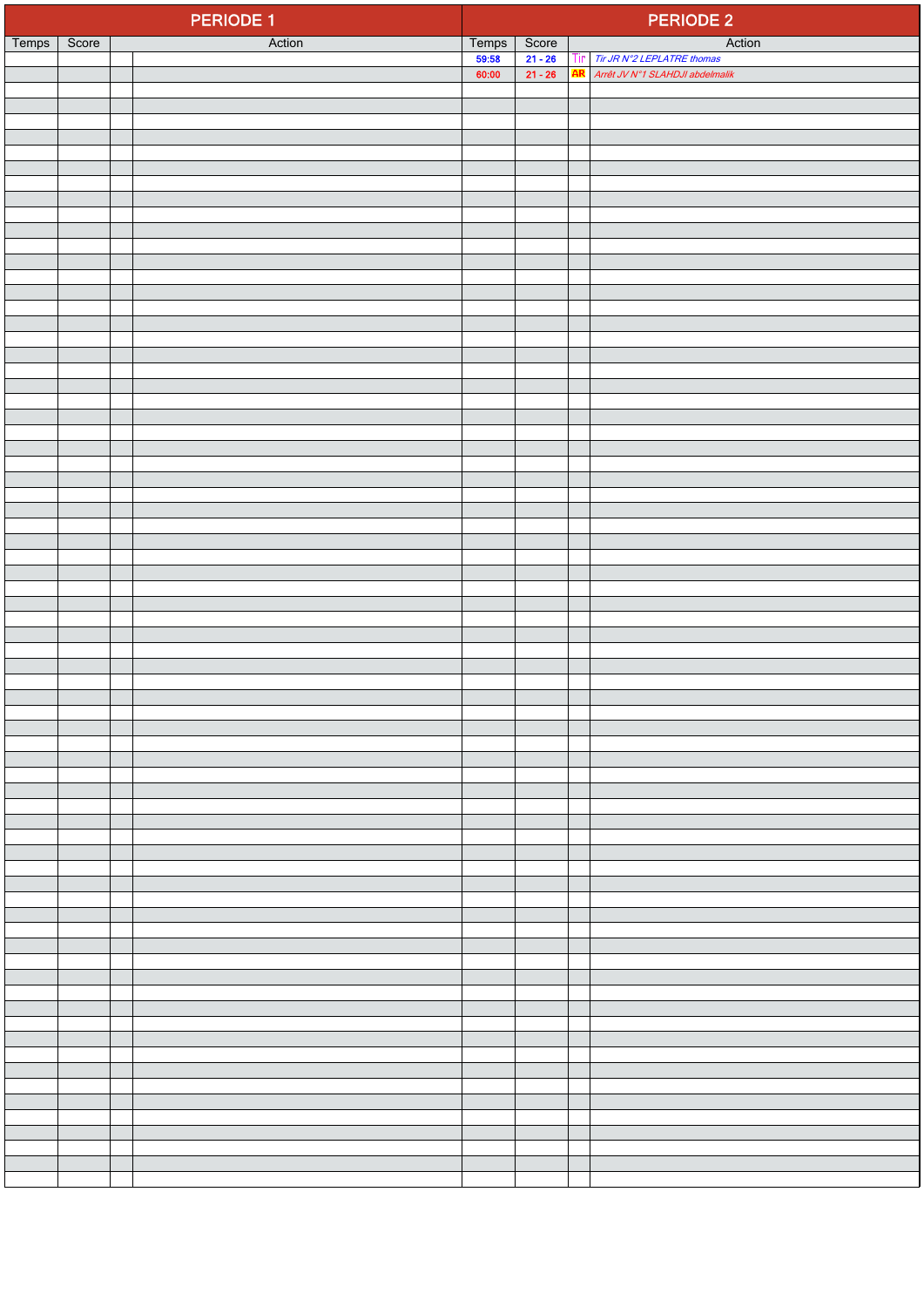| PERIODE 1 | | | | PERIODE 2 | | | |
|---|---|---|---|---|---|---|---|
| Temps | Score | | Action | Temps | Score | | Action |
| | | | | 59:58 | 21 - 26 | Tir | *Tir JR N°2 LEPLATRE thomas* |
| | | | | 60:00 | 21 - 26 | AR | *Arrêt JV N°1 SLAHDJI abdelmalik* |